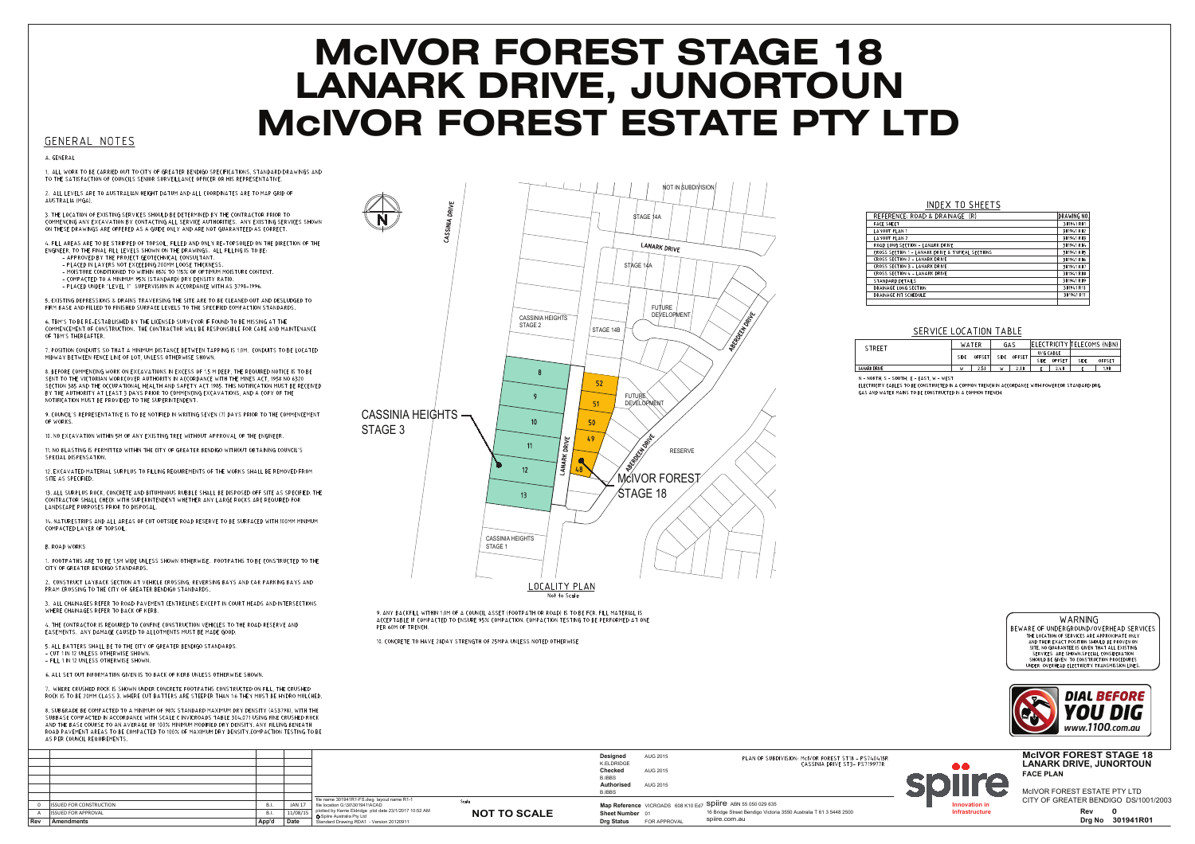# McIVOR FOREST STAGE 18
# LANARK DRIVE, JUNORTOUN
# McIVOR FOREST ESTATE PTY LTD

## GENERAL NOTES

A. GENERAL

1. ALL WORK TO BE CARRIED OUT TO CITY OF GREATER BENDIGO SPECIFICATIONS, STANDARD DRAWINGS AND TO THE SATISFACTION OF COUNCILS SENIOR SURVEILLANCE OFFICER OR HIS REPRESENTATIVE.

2. ALL LEVELS ARE TO AUSTRALIAN HEIGHT DATUM AND ALL COORDINATES ARE TO MAP GRID OF AUSTRALIA (MGA).

3. THE LOCATION OF EXISTING SERVICES SHOULD BE DETERMINED BY THE CONTRACTOR PRIOR TO COMMENCING ANY EXCAVATION BY CONTACTING ALL SERVICE AUTHORITIES. ANY EXISTING SERVICES SHOWN ON THESE DRAWINGS ARE OFFERED AS A GUIDE ONLY AND ARE NOT GUARANTEED AS CORRECT.

4. FILL AREAS ARE TO BE STRIPPED OF TOPSOIL, FILLED AND ONLY RE-TOPSOILED ON THE DIRECTION OF THE ENGINEER, TO THE FINAL FILL LEVELS SHOWN ON THE DRAWINGS. ALL FILLING IS TO BE:
- APPROVED BY THE PROJECT GEOTECHNICAL CONSULTANT.
- PLACED IN LAYERS NOT EXCEEDING 200MM LOOSE THICKNESS.
- MOISTURE CONDITIONED TO WITHIN 85% TO 115% OF OPTIMUM MOISTURE CONTENT.
- COMPACTED TO A MINIMUM 95% (STANDARD) DRY DENSITY RATIO.
- PLACED UNDER "LEVEL 1" SUPERVISION IN ACCORDANCE WITH AS 3798-1996.

5. EXISTING DEPRESSIONS & DRAINS TRAVERSING THE SITE ARE TO BE CLEANED OUT AND DESLUDGED TO FIRM BASE AND FILLED TO FINISHED SURFACE LEVELS TO THE SPECIFIED COMPACTION STANDARDS.

6. TBM'S TO BE RE-ESTABLISHED BY THE LICENSED SURVEYOR IF FOUND TO BE MISSING AT THE COMMENCEMENT OF CONSTRUCTION. THE CONTRACTOR WILL BE RESPONSIBLE FOR CARE AND MAINTENANCE OF TBM'S THEREAFTER.

7. POSITION CONDUITS SO THAT A MINIMUM DISTANCE BETWEEN TAPPING IS 1.0M. CONDUITS TO BE LOCATED MIDWAY BETWEEN FENCE LINE OF LOT, UNLESS OTHERWISE SHOWN.

8. BEFORE COMMENCING WORK ON EXCAVATIONS IN EXCESS OF 1.5 M DEEP, THE REQUIRED NOTICE IS TO BE SENT TO THE VICTORIAN WORKCOVER AUTHORITY IN ACCORDANCE WITH THE MINES ACT, 1958 NO 6320 SECTION 385 AND THE OCCUPATIONAL HEALTH AND SAFETY ACT 1985. THIS NOTIFICATION MUST BE RECEIVED BY THE AUTHORITY AT LEAST 3 DAYS PRIOR TO COMMENCING EXCAVATIONS, AND A COPY OF THE NOTIFICATION MUST BE PROVIDED TO THE SUPERINTENDENT.

9. COUNCIL'S REPRESENTATIVE IS TO BE NOTIFIED IN WRITING SEVEN (7) DAYS PRIOR TO THE COMMENCEMENT OF WORKS.

10. NO EXCAVATION WITHIN 5M OF ANY EXISTING TREE WITHOUT APPROVAL OF THE ENGINEER.

11. NO BLASTING IS PERMITTED WITHIN THE CITY OF GREATER BENDIGO WITHOUT OBTAINING COUNCIL'S SPECIAL DISPENSATION.

12. EXCAVATED MATERIAL SURPLUS TO FILLING REQUIREMENTS OF THE WORKS SHALL BE REMOVED FROM SITE AS SPECIFIED.

13. ALL SURPLUS ROCK, CONCRETE AND BITUMINOUS RUBBLE SHALL BE DISPOSED OFF SITE AS SPECIFIED. THE CONTRACTOR SHALL CHECK WITH SUPERINTENDENT WHETHER ANY LARGE ROCKS ARE REQUIRED FOR LANDSCAPE PURPOSES PRIOR TO DISPOSAL.

14. NATURESTRIPS AND ALL AREAS OF CUT OUTSIDE ROAD RESERVE TO BE SURFACED WITH 100MM MINIMUM COMPACTED LAYER OF TOPSOIL.

B. ROAD WORKS

1. FOOTPATHS ARE TO BE 1.5M WIDE UNLESS SHOWN OTHERWISE. FOOTPATHS TO BE CONSTRUCTED TO THE CITY OF GREATER BENDIGO STANDARDS.

2. CONSTRUCT LAYBACK SECTION AT VEHICLE CROSSING, REVERSING BAYS AND CAR PARKING BAYS AND PRAM CROSSING TO THE CITY OF GREATER BENDIGO STANDARDS.

3. ALL CHAINAGES REFER TO ROAD PAVEMENT CENTRELINES EXCEPT IN COURT HEADS AND INTERSECTIONS WHERE CHAINAGES REFER TO BACK OF KERB.

4. THE CONTRACTOR IS REQUIRED TO CONFINE CONSTRUCTION VEHICLES TO THE ROAD RESERVE AND EASEMENTS. ANY DAMAGE CAUSED TO ALLOTMENTS MUST BE MADE GOOD.

5. ALL BATTERS SHALL BE TO THE CITY OF GREATER BENDIGO STANDARDS.
- CUT 1 IN 12 UNLESS OTHERWISE SHOWN.
- FILL 1 IN 12 UNLESS OTHERWISE SHOWN.

6. ALL SET OUT INFORMATION GIVEN IS TO BACK OF KERB UNLESS OTHERWISE SHOWN.

7. WHERE CRUSHED ROCK IS SHOWN UNDER CONCRETE FOOTPATHS CONSTRUCTED ON FILL, THE CRUSHED ROCK IS TO BE 20MM CLASS 3. WHERE CUT BATTERS ARE STEEPER THAN 1:6 THEY MUST BE HYDRO MULCHED.

8. SUBGRADE BE COMPACTED TO A MINIMUM OF 98% STANDARD MAXIMUM DRY DENSITY (AS3798), WITH THE SUBBASE COMPACTED IN ACCORDANCE WITH SCALE C (VICROADS TABLE 304.071 USING FINE CRUSHED ROCK AND THE BASE COURSE TO AN AVERAGE OF 100% MINIMUM MODIFIED DRY DENSITY. ANY FILLING BENEATH ROAD PAVEMENT AREAS TO BE COMPACTED TO 100% OF MAXIMUM DRY DENSITY.COMPACTION TESTING TO BE AS PER COUNCIL REQUIREMENTS.

9. ANY BACKFILL WITHIN 1.0M OF A COUNCIL ASSET (FOOTPATH OR ROAD) IS TO BE FCR. FILL MATERIAL IS ACCEPTABLE IF COMPACTED TO ENSURE 95% COMPACTION. COMPACTION TESTING TO BE PERFORMED AT ONE PER 60M OF TRENCH.

10. CONCRETE TO HAVE 28DAY STRENGTH OF 25MPA UNLESS NOTED OTHERWISE

## LOCALITY PLAN

Not to Scale

NOT IN SUBDIVISION, STAGE 14A, LANARK DRIVE, STAGE 14A, CASSINIA DRIVE, CASSINIA HEIGHTS STAGE 2, STAGE 14B, FUTURE DEVELOPMENT, ABERDEEN DRIVE, 8, 9, 10, 11, 12, 13, 52, 51, 50, 49, 48, LANARK DRIVE, FUTURE DEVELOPMENT, ABERDEEN DRIVE, RESERVE, CASSINIA HEIGHTS STAGE 3, McIVOR FOREST STAGE 18, CASSINIA HEIGHTS STAGE 1

## INDEX TO SHEETS

| REFERENCE: ROAD & DRAINAGE (R) | DRAWING NO. |
|---|---|
| FACE SHEET | 301941R01 |
| LAYOUT PLAN 1 | 301941R02 |
| LAYOUT PLAN 2 | 301941R03 |
| ROAD LONG SECTION - LANARK DRIVE | 301941R04 |
| CROSS SECTION 1 - LANARK DRIVE & TYPICAL SECTIONS | 301941R05 |
| CROSS SECTION 2 - LANARK DRIVE | 301941R06 |
| CROSS SECTION 3 - LANARK DRIVE | 301941R07 |
| CROSS SECTION 4 - LANARK DRIVE | 301941R08 |
| STANDARD DETAILS | 301941R09 |
| DRAINAGE LONG SECTION | 301941R10 |
| DRAINAGE PIT SCHEDULE | 301941R11 |

## SERVICE LOCATION TABLE

| STREET | WATER | | GAS | | ELECTRICITY U/G CABLE | | TELECOMS (NBN) | |
|---|---|---|---|---|---|---|---|---|
| | SIDE | OFFSET | SIDE | OFFSET | SIDE | OFFSET | SIDE | OFFSET |
| LANARK DRIVE | W | 2.51 | W | 2.10 | E | 2.40 | E | 1.90 |

N - NORTH, S - SOUTH, E - EAST, W - WEST

ELECTRICITY CABLES TO BE CONSTRUCTED IN A COMMON TRENCH IN ACCORDANCE WITH POWERCOR STANDARD DRG.

GAS AND WATER MAINS TO BE CONSTRUCTED IN A COMMON TRENCH.

## WARNING

BEWARE OF UNDERGROUND/OVERHEAD SERVICES

THE LOCATION OF SERVICES ARE APPROXIMATE ONLY AND THEIR EXACT POSITION SHOULD BE PROVEN ON SITE. NO GUARANTEE IS GIVEN THAT ALL EXISTING SERVICES ARE SHOWN. SPECIAL CONSIDERATION SHOULD BE GIVEN TO CONSTRUCTION PROCEDURES UNDER OVERHEAD ELECTRICITY TRANSMISSION LINES.

DIAL BEFORE YOU DIG
www.1100.com.au

| Rev | Amendments | App'd | Date |
|---|---|---|---|
| 0 | ISSUED FOR CONSTRUCTION | B.I. | JAN 17 |
| A | ISSUED FOR APPROVAL | B.I. | 11/08/15 |

file name 301941R1-FS.dwg layout name R1-1
file location G:\30\301941\ACAD
plotted by Kerrie Eldridge plot date 23/1/2017 10:52 AM
© Spiire Australia Pty Ltd
Standard Drawing RDA1 - Version 20120911

Scale: NOT TO SCALE

| | | |
|---|---|---|
| Designed | K.ELDRIDGE | AUG 2015 |
| Checked | B.IBBS | AUG 2015 |
| Authorised | B.IBBS | AUG 2015 |

Map Reference VICROADS 608 K10 Ed7
Sheet Number 01
Drg Status FOR APPROVAL

PLAN OF SUBDIVISION: McIVOR FOREST ST18 - PS740415R
CASSINIA DRIVE ST3 - PS719977R

spiire ABN 55 050 029 635
16 Bridge Street Bendigo Victoria 3550 Australia T 61 3 5448 2500
spiire.com.au

spiire — Innovation in Infrastructure

McIVOR FOREST STAGE 18
LANARK DRIVE, JUNORTOUN
FACE PLAN

McIVOR FOREST ESTATE PTY LTD
CITY OF GREATER BENDIGO DS/1001/2003

Rev 0
Drg No 301941R01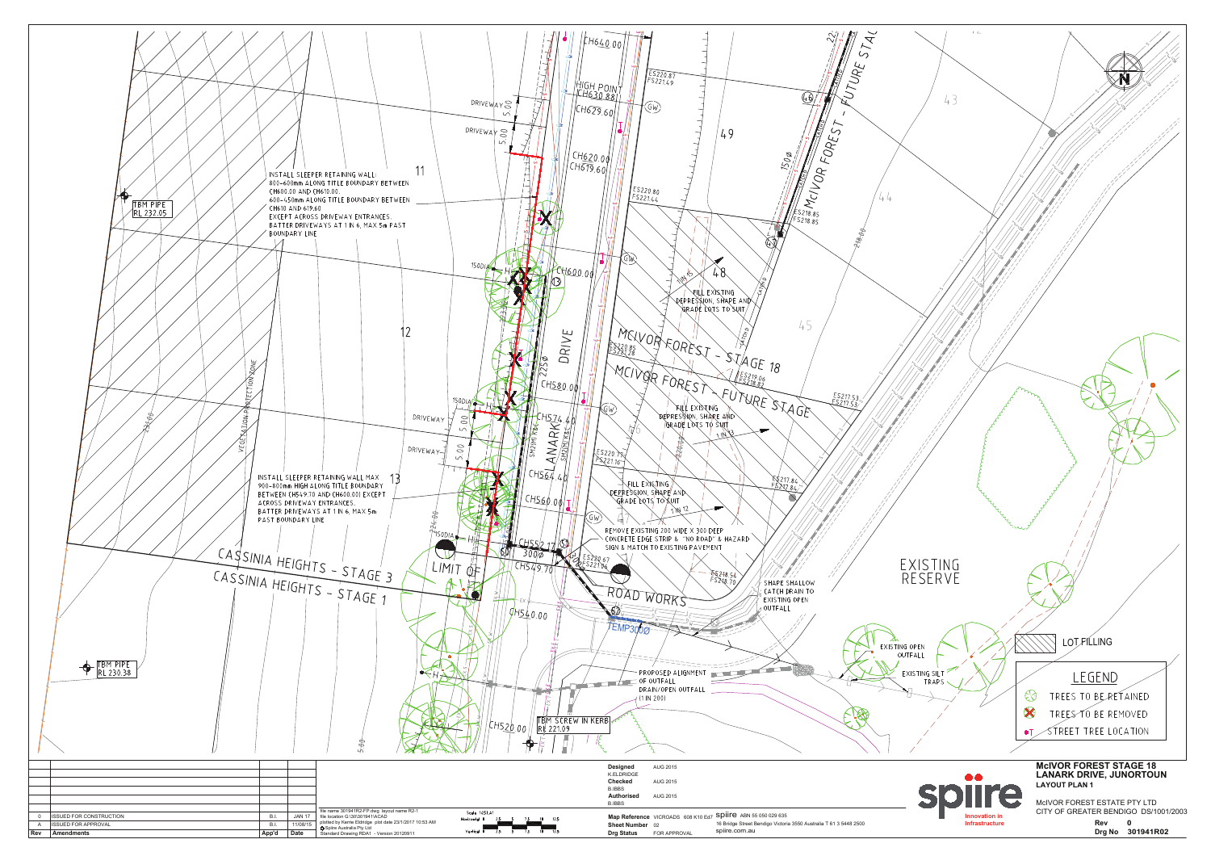# McIVOR FOREST STAGE 18
## LANARK DRIVE, JUNORTOUN
### LAYOUT PLAN 1

McIVOR FOREST ESTATE PTY LTD
CITY OF GREATER BENDIGO DS/1001/2003

INSTALL SLEEPER RETAINING WALL:
800-600mm ALONG TITLE BOUNDARY BETWEEN CH600.00 AND CH610.00
600-450mm ALONG TITLE BOUNDARY BETWEEN CH610 AND 619.60
EXCEPT ACROSS DRIVEWAY ENTRANCES.
BATTER DRIVEWAYS AT 1 IN 6, MAX 5m PAST BOUNDARY LINE

INSTALL SLEEPER RETAINING WALL MAX 900-800mm HIGH ALONG TITLE BOUNDARY BETWEEN CH549.70 AND CH600.00) EXCEPT ACROSS DRIVEWAY ENTRANCES.
BATTER DRIVEWAYS AT 1 IN 6, MAX 5m PAST BOUNDARY LINE

FILL EXISTING DEPRESSION, SHAPE AND GRADE LOTS TO SUIT

REMOVE EXISTING 200 WIDE X 300 DEEP CONCRETE EDGE STRIP & "NO ROAD" & HAZARD SIGN & MATCH TO EXISTING PAVEMENT

SHAPE SHALLOW CATCH DRAIN TO EXISTING OPEN OUTFALL

PROPOSED ALIGNMENT OF OUTFALL DRAIN/OPEN OUTFALL (1 IN 200)

TBM PIPE RL 232.05

TBM PIPE RL 230.38

TBM SCREW IN KERB RL 221.09

HIGH POINT CH630.88

LANARK DRIVE

McIVOR FOREST - STAGE 18

McIVOR FOREST - FUTURE STAGE

CASSINIA HEIGHTS - STAGE 3

CASSINIA HEIGHTS - STAGE 1

LIMIT OF ROAD WORKS

EXISTING RESERVE

EXISTING OPEN OUTFALL

EXISTING SILT TRAPS

VEGETATION PROTECTION ZONE

| LEGEND | |
|---|---|
| | LOT FILLING |
| | TREES TO BE RETAINED |
| | TREES TO BE REMOVED |
| | STREET TREE LOCATION |

| Rev | Amendments | App'd | Date |
|---|---|---|---|
| 0 | ISSUED FOR CONSTRUCTION | B.I. | JAN 17 |
| A | ISSUED FOR APPROVAL | B.I. | 11/08/15 |

file name 301941R2-FP.dwg layout name R2-1
file location G:\30\301941\ACAD
plotted by Kerrie Eldridge plot date 23/1/2017 10:53 AM
© Spiire Australia Pty Ltd
Standard Drawing RDA1 - Version 20120911

Scale 1:250 A1

| | | |
|---|---|---|
| Designed | K.ELDRIDGE | AUG 2015 |
| Checked | B.IBBS | AUG 2015 |
| Authorised | B.IBBS | AUG 2015 |
| Map Reference | VICROADS 608 K10 Ed7 | |
| Sheet Number | 02 | |
| Drg Status | FOR APPROVAL | |

spiire ABN 55 050 029 635
16 Bridge Street Bendigo Victoria 3550 Australia T 61 3 5448 2500
spiire.com.au

spiire — Innovation in Infrastructure

Rev 0
Drg No 301941R02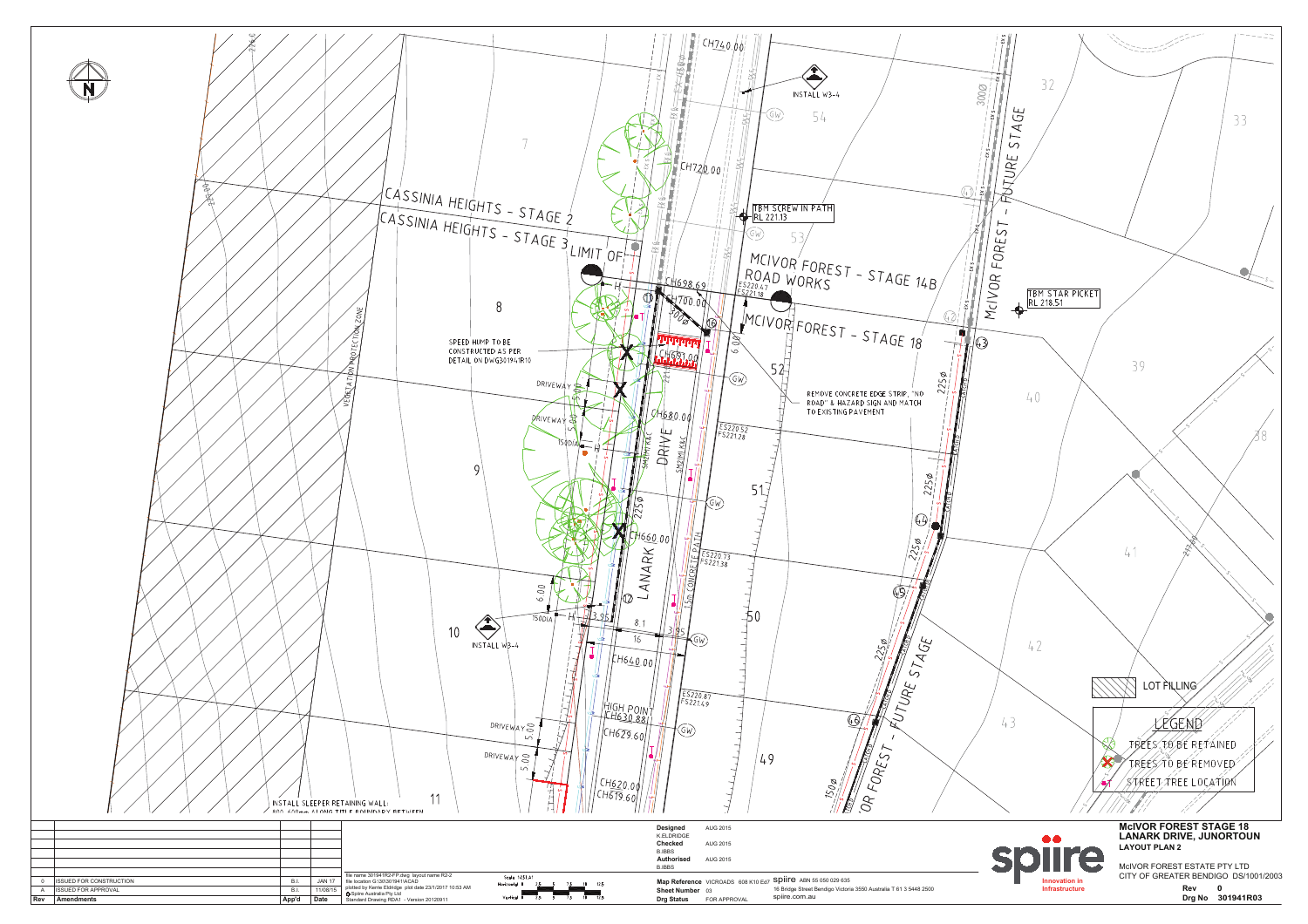CASSINIA HEIGHTS - STAGE 2

CASSINIA HEIGHTS - STAGE 3 LIMIT OF ROAD WORKS

MCIVOR FOREST - STAGE 14B

MCIVOR FOREST - STAGE 18

MCIVOR FOREST - FUTURE STAGE

LANARK DRIVE

INSTALL W3-4

TBM SCREW IN PATH RL 221.13

TBM STAR PICKET RL 218.51

SPEED HUMP TO BE CONSTRUCTED AS PER DETAIL ON DWG301941R10

REMOVE CONCRETE EDGE STRIP, "NO ROAD" & HAZARD SIGN AND MATCH TO EXISTING PAVEMENT

VEGETATION PROTECTION ZONE

INSTALL SLEEPER RETAINING WALL: 800-600mm ALONG TITLE BOUNDARY BETWEEN

DRIVEWAY 5.00

150DIA

1.5m CONCRETE PATH

SM2(M) K&C

CH740.00
CH720.00
CH698.69
CH700.00
CH691.00
CH680.00
CH660.00
CH640.00
HIGH POINT CH630.88
CH629.60
CH620.00
CH619.60

ES220.47 FS221.18
ES220.52 FS221.28
ES220.73 FS221.38
ES220.87 FS221.49

LOT FILLING

LEGEND

TREES TO BE RETAINED

TREES TO BE REMOVED

STREET TREE LOCATION

| Rev | Amendments | App'd | Date |
|---|---|---|---|
| A | ISSUED FOR APPROVAL | B.I. | 11/08/15 |
| 0 | ISSUED FOR CONSTRUCTION | B.I. | JAN 17 |

file name 301941R2-FP.dwg layout name R2-2
file location G:\30\301941\ACAD
plotted by Kerrie Eldridge plot date 23/1/2017 10:53 AM
© Spiire Australia Pty Ltd
Standard Drawing RDA1 - Version 20120911

Scale 1:251.A1

| | | |
|---|---|---|
| **Designed** | AUG 2015 | K.ELDRIDGE |
| **Checked** | AUG 2015 | B.IBBS |
| **Authorised** | AUG 2015 | B.IBBS |
| **Map Reference** | VICROADS 608 K10 Ed7 | |
| **Sheet Number** | 03 | |
| **Drg Status** | FOR APPROVAL | |

spiire ABN 55 050 029 635
16 Bridge Street Bendigo Victoria 3550 Australia T 61 3 5448 2500
spiire.com.au

Innovation in Infrastructure

**McIVOR FOREST STAGE 18**
**LANARK DRIVE, JUNORTOUN**
**LAYOUT PLAN 2**

McIVOR FOREST ESTATE PTY LTD
CITY OF GREATER BENDIGO DS/1001/2003

**Rev** 0
**Drg No** 301941R03